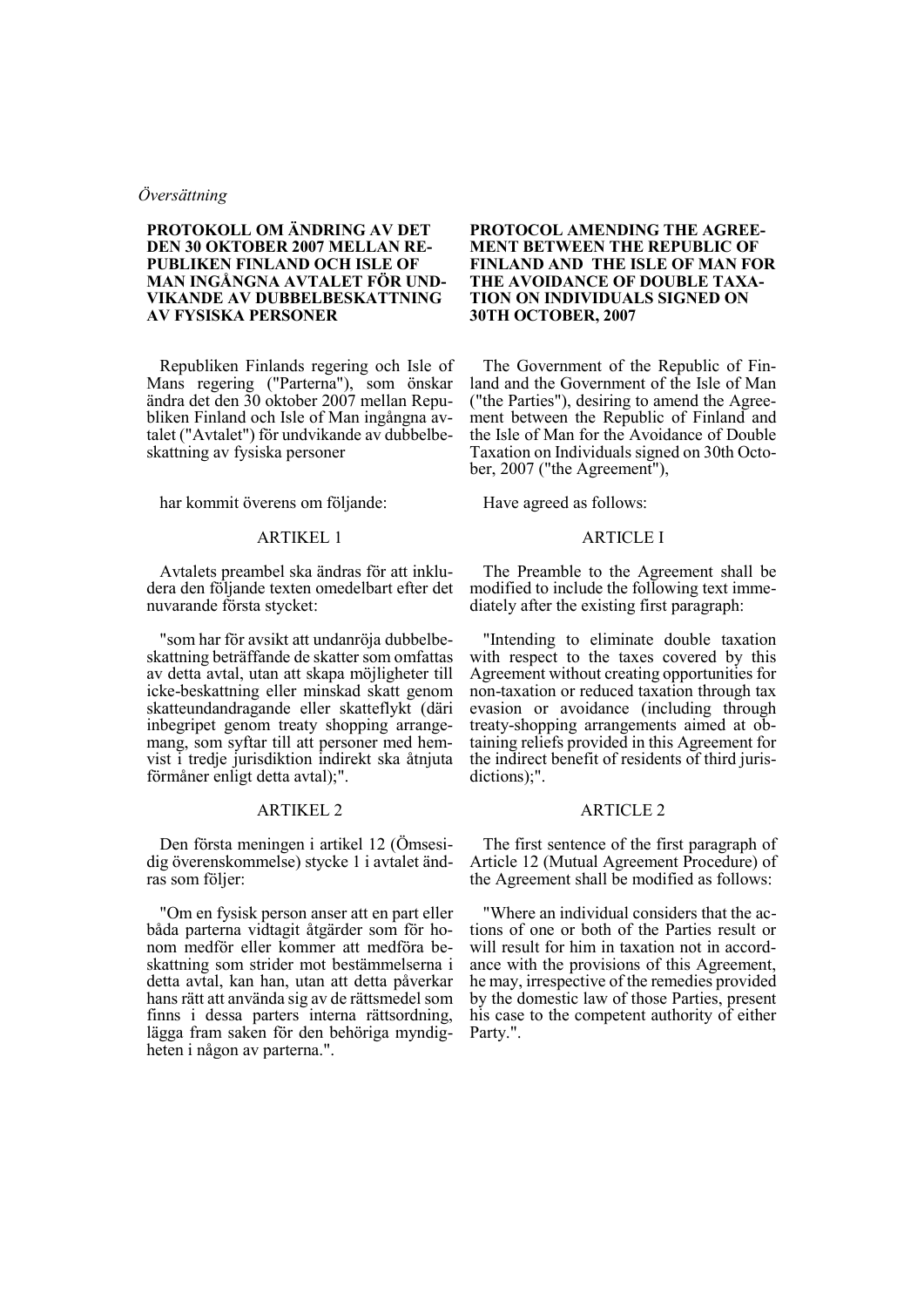*Översättning*

**PROTOKOLL OM ÄNDRING AV DET DEN 30 OKTOBER 2007 MELLAN REPUBLIKEN FINLAND OCH ISLE OF MAN INGÅNGNA AVTALET FÖR UNDVIKANDE AV DUBBELBESKATTNING AV FYSISKA PERSONER**

Republiken Finlands regering och Isle of Mans regering ("Parterna"), som önskar ändra det den 30 oktober 2007 mellan Republiken Finland och Isle of Man ingångna avtalet ("Avtalet") för undvikande av dubbelbeskattning av fysiska personer

har kommit överens om följande:

ARTIKEL 1

Avtalets preambel ska ändras för att inkludera den följande texten omedelbart efter det nuvarande första stycket:

"som har för avsikt att undanröja dubbelbeskattning beträffande de skatter som omfattas av detta avtal, utan att skapa möjligheter till icke-beskattning eller minskad skatt genom skatteundandragande eller skatteflykt (däri inbegripet genom treaty shopping arrangemang, som syftar till att personer med hemvist i tredje jurisdiktion indirekt ska åtnjuta förmåner enligt detta avtal);".

ARTIKEL 2

Den första meningen i artikel 12 (Ömsesidig överenskommelse) stycke 1 i avtalet ändras som följer:

"Om en fysisk person anser att en part eller båda parterna vidtagit åtgärder som för honom medför eller kommer att medföra beskattning som strider mot bestämmelserna i detta avtal, kan han, utan att detta påverkar hans rätt att använda sig av de rättsmedel som finns i dessa parters interna rättsordning, lägga fram saken för den behöriga myndigheten i någon av parterna.".

**PROTOCOL AMENDING THE AGREEMENT BETWEEN THE REPUBLIC OF FINLAND AND THE ISLE OF MAN FOR THE AVOIDANCE OF DOUBLE TAXATION ON INDIVIDUALS SIGNED ON 30TH OCTOBER, 2007**

The Government of the Republic of Finland and the Government of the Isle of Man ("the Parties"), desiring to amend the Agreement between the Republic of Finland and the Isle of Man for the Avoidance of Double Taxation on Individuals signed on 30th October, 2007 ("the Agreement"),

Have agreed as follows:

ARTICLE I

The Preamble to the Agreement shall be modified to include the following text immediately after the existing first paragraph:

"Intending to eliminate double taxation with respect to the taxes covered by this Agreement without creating opportunities for non-taxation or reduced taxation through tax evasion or avoidance (including through treaty-shopping arrangements aimed at obtaining reliefs provided in this Agreement for the indirect benefit of residents of third jurisdictions);".

ARTICLE 2

The first sentence of the first paragraph of Article 12 (Mutual Agreement Procedure) of the Agreement shall be modified as follows:

"Where an individual considers that the actions of one or both of the Parties result or will result for him in taxation not in accordance with the provisions of this Agreement, he may, irrespective of the remedies provided by the domestic law of those Parties, present his case to the competent authority of either Party.".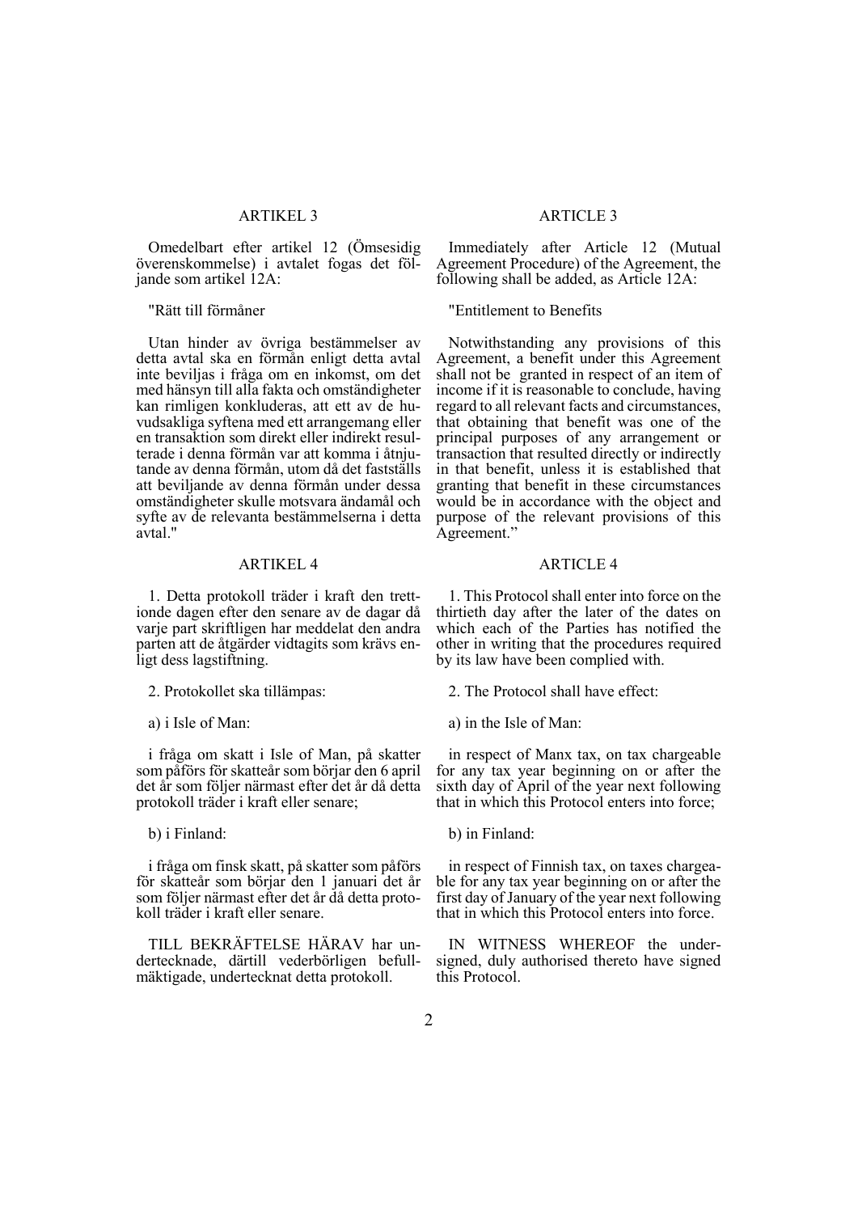ARTIKEL 3

Omedelbart efter artikel 12 (Ömsesidig överenskommelse) i avtalet fogas det följande som artikel 12A:

"Rätt till förmåner

Utan hinder av övriga bestämmelser av detta avtal ska en förmån enligt detta avtal inte beviljas i fråga om en inkomst, om det med hänsyn till alla fakta och omständigheter kan rimligen konkluderas, att ett av de huvudsakliga syftena med ett arrangemang eller en transaktion som direkt eller indirekt resulterade i denna förmån var att komma i åtnjutande av denna förmån, utom då det fastställs att beviljande av denna förmån under dessa omständigheter skulle motsvara ändamål och syfte av de relevanta bestämmelserna i detta avtal."

ARTIKEL 4

1. Detta protokoll träder i kraft den trettionde dagen efter den senare av de dagar då varje part skriftligen har meddelat den andra parten att de åtgärder vidtagits som krävs enligt dess lagstiftning.

2. Protokollet ska tillämpas:

a) i Isle of Man:

i fråga om skatt i Isle of Man, på skatter som påförs för skatteår som börjar den 6 april det år som följer närmast efter det år då detta protokoll träder i kraft eller senare;

b) i Finland:

i fråga om finsk skatt, på skatter som påförs för skatteår som börjar den 1 januari det år som följer närmast efter det år då detta protokoll träder i kraft eller senare.

TILL BEKRÄFTELSE HÄRAV har undertecknade, därtill vederbörligen befullmäktigade, undertecknat detta protokoll.

ARTICLE 3

Immediately after Article 12 (Mutual Agreement Procedure) of the Agreement, the following shall be added, as Article 12A:

"Entitlement to Benefits

Notwithstanding any provisions of this Agreement, a benefit under this Agreement shall not be granted in respect of an item of income if it is reasonable to conclude, having regard to all relevant facts and circumstances, that obtaining that benefit was one of the principal purposes of any arrangement or transaction that resulted directly or indirectly in that benefit, unless it is established that granting that benefit in these circumstances would be in accordance with the object and purpose of the relevant provisions of this Agreement."

ARTICLE 4

1. This Protocol shall enter into force on the thirtieth day after the later of the dates on which each of the Parties has notified the other in writing that the procedures required by its law have been complied with.

2. The Protocol shall have effect:

a) in the Isle of Man:

in respect of Manx tax, on tax chargeable for any tax year beginning on or after the sixth day of April of the year next following that in which this Protocol enters into force;

b) in Finland:

in respect of Finnish tax, on taxes chargeable for any tax year beginning on or after the first day of January of the year next following that in which this Protocol enters into force.

IN WITNESS WHEREOF the undersigned, duly authorised thereto have signed this Protocol.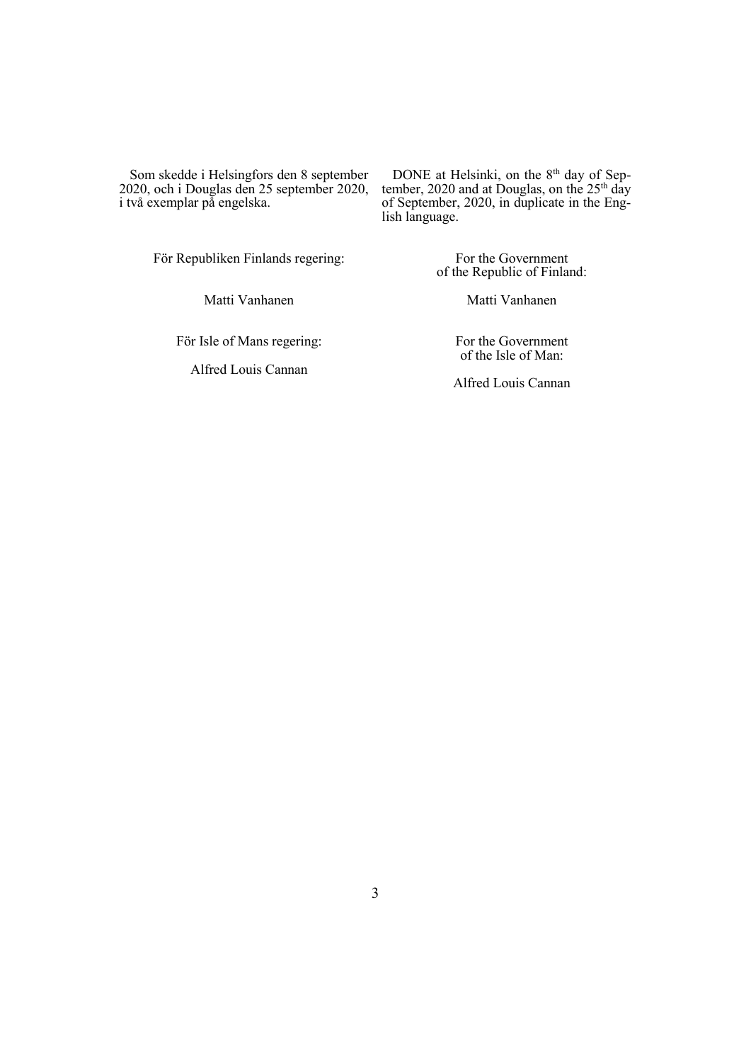Som skedde i Helsingfors den 8 september 2020, och i Douglas den 25 september 2020, i två exemplar på engelska.

För Republiken Finlands regering:

Matti Vanhanen

För Isle of Mans regering:

Alfred Louis Cannan

DONE at Helsinki, on the 8th day of September, 2020 and at Douglas, on the 25th day of September, 2020, in duplicate in the English language.

For the Government of the Republic of Finland:

Matti Vanhanen

For the Government of the Isle of Man:

Alfred Louis Cannan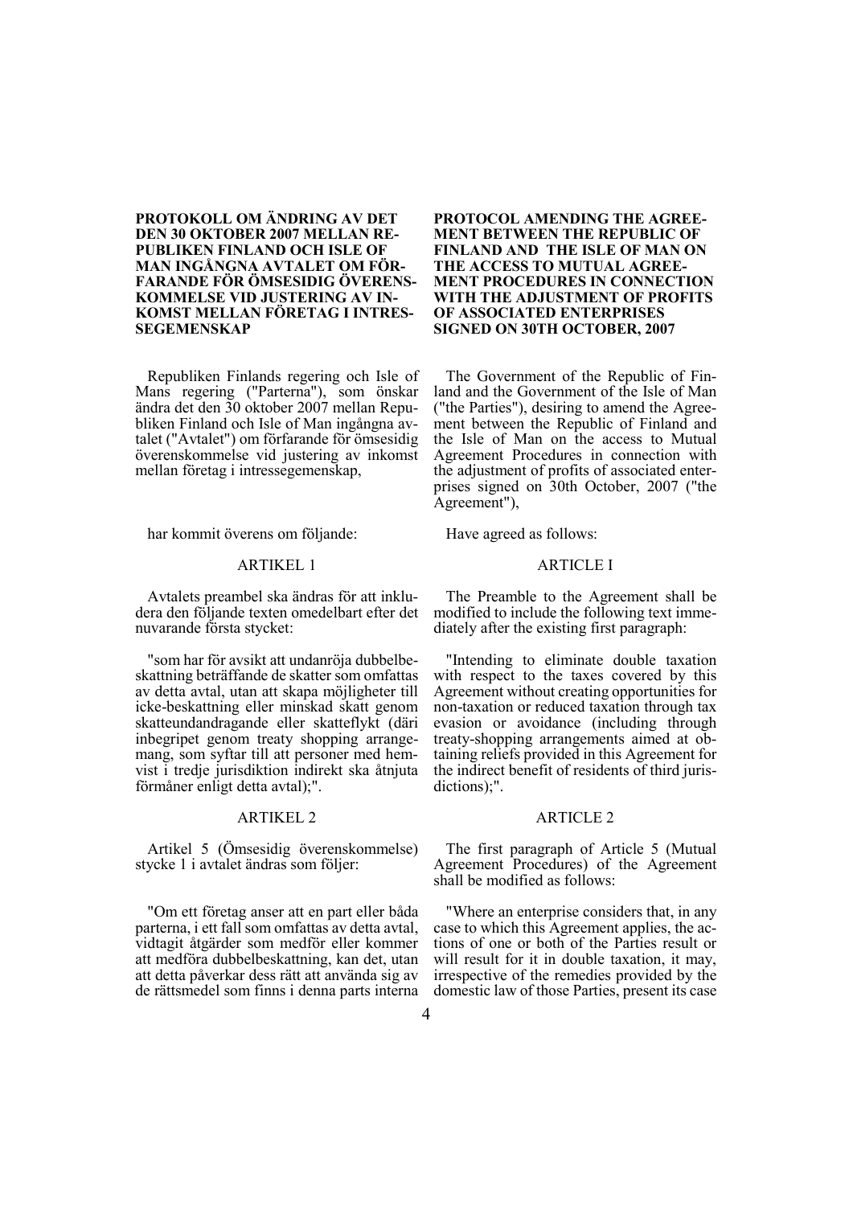**PROTOKOLL OM ÄNDRING AV DET DEN 30 OKTOBER 2007 MELLAN REPUBLIKEN FINLAND OCH ISLE OF MAN INGÅNGNA AVTALET OM FÖRFARANDE FÖR ÖMSESIDIG ÖVERENSKOMMELSE VID JUSTERING AV INKOMST MELLAN FÖRETAG I INTRESSEGEMENSKAP**

Republiken Finlands regering och Isle of Mans regering ("Parterna"), som önskar ändra det den 30 oktober 2007 mellan Republiken Finland och Isle of Man ingångna avtalet ("Avtalet") om förfarande för ömsesidig överenskommelse vid justering av inkomst mellan företag i intressegemenskap,

har kommit överens om följande:

ARTIKEL 1

Avtalets preambel ska ändras för att inkludera den följande texten omedelbart efter det nuvarande första stycket:

"som har för avsikt att undanröja dubbelbeskattning beträffande de skatter som omfattas av detta avtal, utan att skapa möjligheter till icke-beskattning eller minskad skatt genom skatteundandragande eller skatteflykt (däri inbegripet genom treaty shopping arrangemang, som syftar till att personer med hemvist i tredje jurisdiktion indirekt ska åtnjuta förmåner enligt detta avtal);".

ARTIKEL 2

Artikel 5 (Ömsesidig överenskommelse) stycke 1 i avtalet ändras som följer:

"Om ett företag anser att en part eller båda parterna, i ett fall som omfattas av detta avtal, vidtagit åtgärder som medför eller kommer att medföra dubbelbeskattning, kan det, utan att detta påverkar dess rätt att använda sig av de rättsmedel som finns i denna parts interna

**PROTOCOL AMENDING THE AGREEMENT BETWEEN THE REPUBLIC OF FINLAND AND THE ISLE OF MAN ON THE ACCESS TO MUTUAL AGREEMENT PROCEDURES IN CONNECTION WITH THE ADJUSTMENT OF PROFITS OF ASSOCIATED ENTERPRISES SIGNED ON 30TH OCTOBER, 2007**

The Government of the Republic of Finland and the Government of the Isle of Man ("the Parties"), desiring to amend the Agreement between the Republic of Finland and the Isle of Man on the access to Mutual Agreement Procedures in connection with the adjustment of profits of associated enterprises signed on 30th October, 2007 ("the Agreement"),

Have agreed as follows:

ARTICLE I

The Preamble to the Agreement shall be modified to include the following text immediately after the existing first paragraph:

"Intending to eliminate double taxation with respect to the taxes covered by this Agreement without creating opportunities for non-taxation or reduced taxation through tax evasion or avoidance (including through treaty-shopping arrangements aimed at obtaining reliefs provided in this Agreement for the indirect benefit of residents of third jurisdictions);".

ARTICLE 2

The first paragraph of Article 5 (Mutual Agreement Procedures) of the Agreement shall be modified as follows:

"Where an enterprise considers that, in any case to which this Agreement applies, the actions of one or both of the Parties result or will result for it in double taxation, it may, irrespective of the remedies provided by the domestic law of those Parties, present its case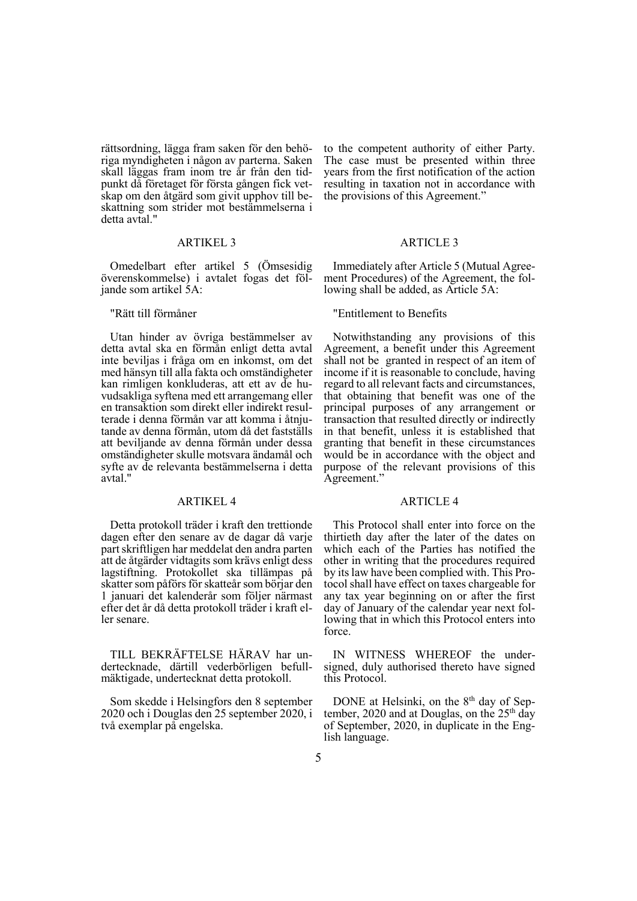rättsordning, lägga fram saken för den behöriga myndigheten i någon av parterna. Saken skall läggas fram inom tre år från den tidpunkt då företaget för första gången fick vetskap om den åtgärd som givit upphov till beskattning som strider mot bestämmelserna i detta avtal."

to the competent authority of either Party. The case must be presented within three years from the first notification of the action resulting in taxation not in accordance with the provisions of this Agreement."

### ARTIKEL 3

Omedelbart efter artikel 5 (Ömsesidig överenskommelse) i avtalet fogas det följande som artikel 5A:

"Rätt till förmåner

Utan hinder av övriga bestämmelser av detta avtal ska en förmån enligt detta avtal inte beviljas i fråga om en inkomst, om det med hänsyn till alla fakta och omständigheter kan rimligen konkluderas, att ett av de huvudsakliga syftena med ett arrangemang eller en transaktion som direkt eller indirekt resulterade i denna förmån var att komma i åtnjutande av denna förmån, utom då det fastställs att beviljande av denna förmån under dessa omständigheter skulle motsvara ändamål och syfte av de relevanta bestämmelserna i detta avtal."

### ARTICLE 3

Immediately after Article 5 (Mutual Agreement Procedures) of the Agreement, the following shall be added, as Article 5A:

"Entitlement to Benefits

Notwithstanding any provisions of this Agreement, a benefit under this Agreement shall not be granted in respect of an item of income if it is reasonable to conclude, having regard to all relevant facts and circumstances, that obtaining that benefit was one of the principal purposes of any arrangement or transaction that resulted directly or indirectly in that benefit, unless it is established that granting that benefit in these circumstances would be in accordance with the object and purpose of the relevant provisions of this Agreement."

### ARTIKEL 4

Detta protokoll träder i kraft den trettionde dagen efter den senare av de dagar då varje part skriftligen har meddelat den andra parten att de åtgärder vidtagits som krävs enligt dess lagstiftning. Protokollet ska tillämpas på skatter som påförs för skatteår som börjar den 1 januari det kalenderår som följer närmast efter det år då detta protokoll träder i kraft eller senare.

TILL BEKRÄFTELSE HÄRAV har undertecknade, därtill vederbörligen befullmäktigade, undertecknat detta protokoll.

Som skedde i Helsingfors den 8 september 2020 och i Douglas den 25 september 2020, i två exemplar på engelska.

### ARTICLE 4

This Protocol shall enter into force on the thirtieth day after the later of the dates on which each of the Parties has notified the other in writing that the procedures required by its law have been complied with. This Protocol shall have effect on taxes chargeable for any tax year beginning on or after the first day of January of the calendar year next following that in which this Protocol enters into force.

IN WITNESS WHEREOF the undersigned, duly authorised thereto have signed this Protocol.

DONE at Helsinki, on the 8th day of September, 2020 and at Douglas, on the 25th day of September, 2020, in duplicate in the English language.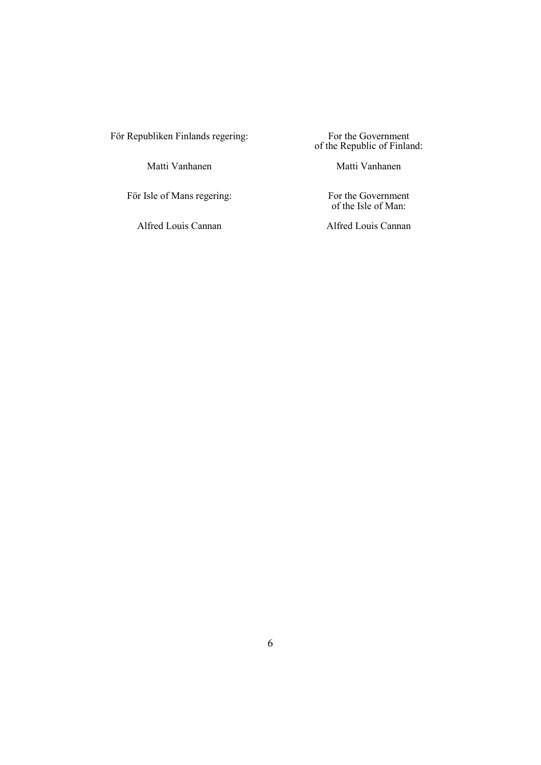| För Republiken Finlands regering: | For the Government of the Republic of Finland: |
|---|---|
| Matti Vanhanen | Matti Vanhanen |
| För Isle of Mans regering: | For the Government of the Isle of Man: |
| Alfred Louis Cannan | Alfred Louis Cannan |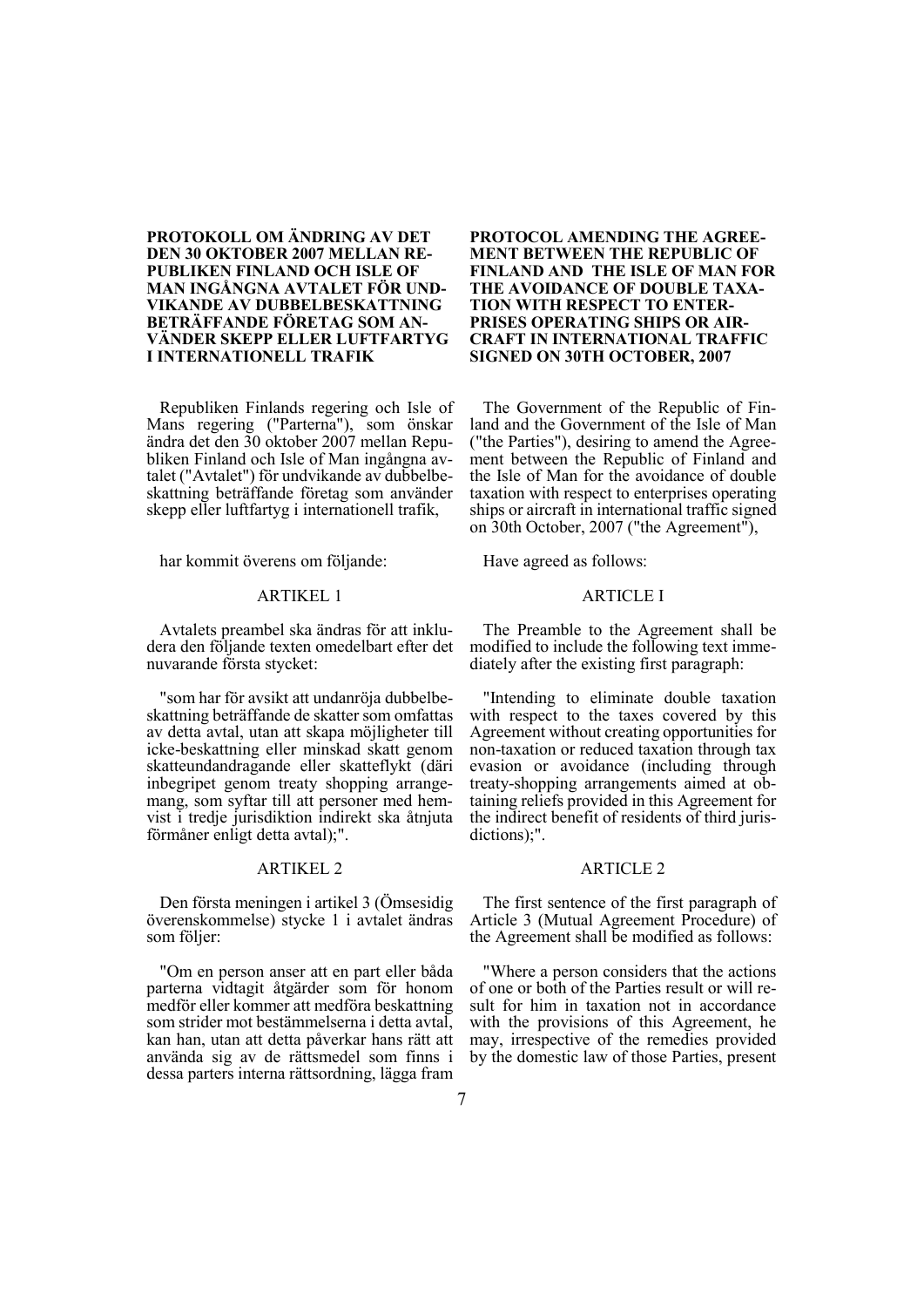**PROTOKOLL OM ÄNDRING AV DET DEN 30 OKTOBER 2007 MELLAN REPUBLIKEN FINLAND OCH ISLE OF MAN INGÅNGNA AVTALET FÖR UNDVIKANDE AV DUBBELBESKATTNING BETRÄFFANDE FÖRETAG SOM ANVÄNDER SKEPP ELLER LUFTFARTYG I INTERNATIONELL TRAFIK**

Republiken Finlands regering och Isle of Mans regering ("Parterna"), som önskar ändra det den 30 oktober 2007 mellan Republiken Finland och Isle of Man ingångna avtalet ("Avtalet") för undvikande av dubbelbeskattning beträffande företag som använder skepp eller luftfartyg i internationell trafik,

har kommit överens om följande:

ARTIKEL 1

Avtalets preambel ska ändras för att inkludera den följande texten omedelbart efter det nuvarande första stycket:

"som har för avsikt att undanröja dubbelbeskattning beträffande de skatter som omfattas av detta avtal, utan att skapa möjligheter till icke-beskattning eller minskad skatt genom skatteundandragande eller skatteflykt (däri inbegripet genom treaty shopping arrangemang, som syftar till att personer med hemvist i tredje jurisdiktion indirekt ska åtnjuta förmåner enligt detta avtal);".

ARTIKEL 2

Den första meningen i artikel 3 (Ömsesidig överenskommelse) stycke 1 i avtalet ändras som följer:

"Om en person anser att en part eller båda parterna vidtagit åtgärder som för honom medför eller kommer att medföra beskattning som strider mot bestämmelserna i detta avtal, kan han, utan att detta påverkar hans rätt att använda sig av de rättsmedel som finns i dessa parters interna rättsordning, lägga fram

**PROTOCOL AMENDING THE AGREEMENT BETWEEN THE REPUBLIC OF FINLAND AND THE ISLE OF MAN FOR THE AVOIDANCE OF DOUBLE TAXATION WITH RESPECT TO ENTERPRISES OPERATING SHIPS OR AIRCRAFT IN INTERNATIONAL TRAFFIC SIGNED ON 30TH OCTOBER, 2007**

The Government of the Republic of Finland and the Government of the Isle of Man ("the Parties"), desiring to amend the Agreement between the Republic of Finland and the Isle of Man for the avoidance of double taxation with respect to enterprises operating ships or aircraft in international traffic signed on 30th October, 2007 ("the Agreement"),

Have agreed as follows:

ARTICLE I

The Preamble to the Agreement shall be modified to include the following text immediately after the existing first paragraph:

"Intending to eliminate double taxation with respect to the taxes covered by this Agreement without creating opportunities for non-taxation or reduced taxation through tax evasion or avoidance (including through treaty-shopping arrangements aimed at obtaining reliefs provided in this Agreement for the indirect benefit of residents of third jurisdictions);".

ARTICLE 2

The first sentence of the first paragraph of Article 3 (Mutual Agreement Procedure) of the Agreement shall be modified as follows:

"Where a person considers that the actions of one or both of the Parties result or will result for him in taxation not in accordance with the provisions of this Agreement, he may, irrespective of the remedies provided by the domestic law of those Parties, present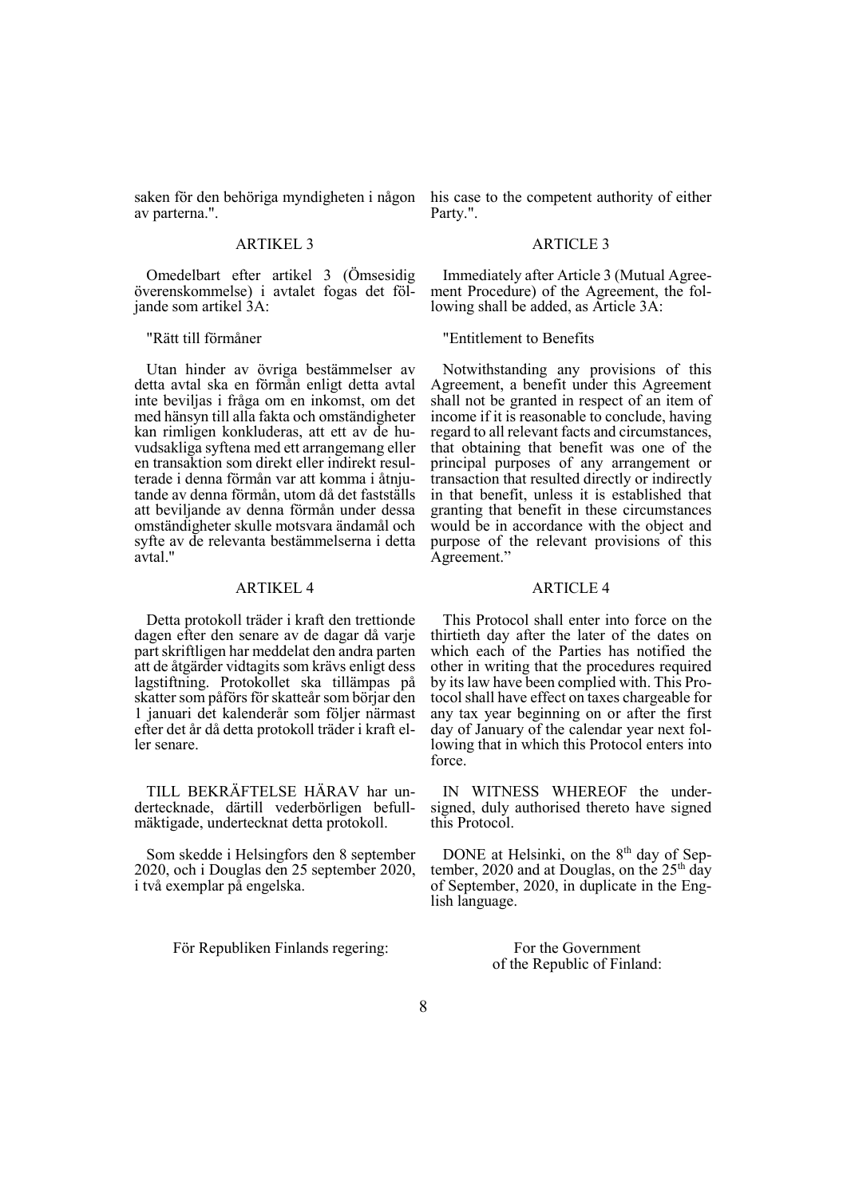saken för den behöriga myndigheten i någon av parterna.".

ARTIKEL 3

Omedelbart efter artikel 3 (Ömsesidig överenskommelse) i avtalet fogas det följande som artikel 3A:

"Rätt till förmåner

Utan hinder av övriga bestämmelser av detta avtal ska en förmån enligt detta avtal inte beviljas i fråga om en inkomst, om det med hänsyn till alla fakta och omständigheter kan rimligen konkluderas, att ett av de huvudsakliga syftena med ett arrangemang eller en transaktion som direkt eller indirekt resulterade i denna förmån var att komma i åtnjutande av denna förmån, utom då det fastställs att beviljande av denna förmån under dessa omständigheter skulle motsvara ändamål och syfte av de relevanta bestämmelserna i detta avtal."

ARTIKEL 4

Detta protokoll träder i kraft den trettionde dagen efter den senare av de dagar då varje part skriftligen har meddelat den andra parten att de åtgärder vidtagits som krävs enligt dess lagstiftning. Protokollet ska tillämpas på skatter som påförs för skatteår som börjar den 1 januari det kalenderår som följer närmast efter det år då detta protokoll träder i kraft eller senare.

TILL BEKRÄFTELSE HÄRAV har undertecknade, därtill vederbörligen befullmäktigade, undertecknat detta protokoll.

Som skedde i Helsingfors den 8 september 2020, och i Douglas den 25 september 2020, i två exemplar på engelska.

För Republiken Finlands regering:

his case to the competent authority of either Party.".

ARTICLE 3

Immediately after Article 3 (Mutual Agreement Procedure) of the Agreement, the following shall be added, as Article 3A:

"Entitlement to Benefits

Notwithstanding any provisions of this Agreement, a benefit under this Agreement shall not be granted in respect of an item of income if it is reasonable to conclude, having regard to all relevant facts and circumstances, that obtaining that benefit was one of the principal purposes of any arrangement or transaction that resulted directly or indirectly in that benefit, unless it is established that granting that benefit in these circumstances would be in accordance with the object and purpose of the relevant provisions of this Agreement."

ARTICLE 4

This Protocol shall enter into force on the thirtieth day after the later of the dates on which each of the Parties has notified the other in writing that the procedures required by its law have been complied with. This Protocol shall have effect on taxes chargeable for any tax year beginning on or after the first day of January of the calendar year next following that in which this Protocol enters into force.

IN WITNESS WHEREOF the undersigned, duly authorised thereto have signed this Protocol.

DONE at Helsinki, on the 8th day of September, 2020 and at Douglas, on the 25th day of September, 2020, in duplicate in the English language.

For the Government
of the Republic of Finland: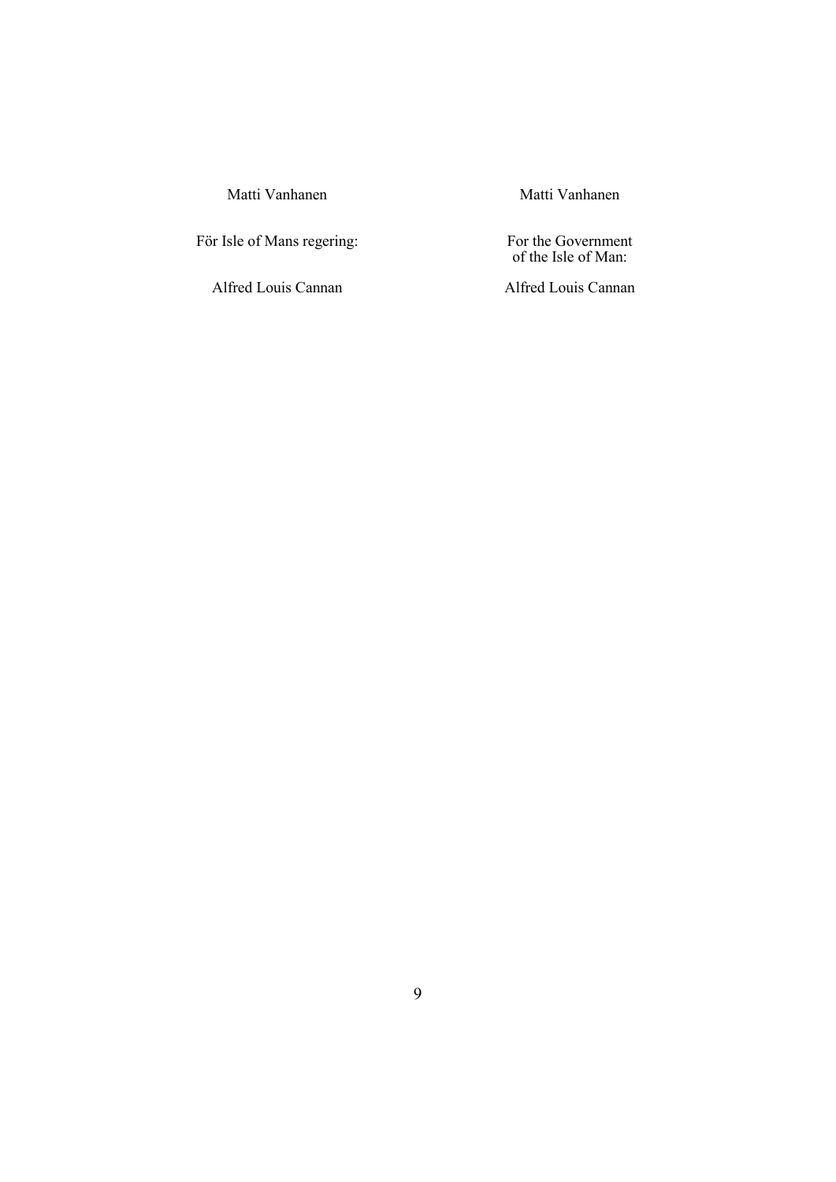| | |
|---|---|
| Matti Vanhanen | Matti Vanhanen |
| För Isle of Mans regering: | For the Government of the Isle of Man: |
| Alfred Louis Cannan | Alfred Louis Cannan |